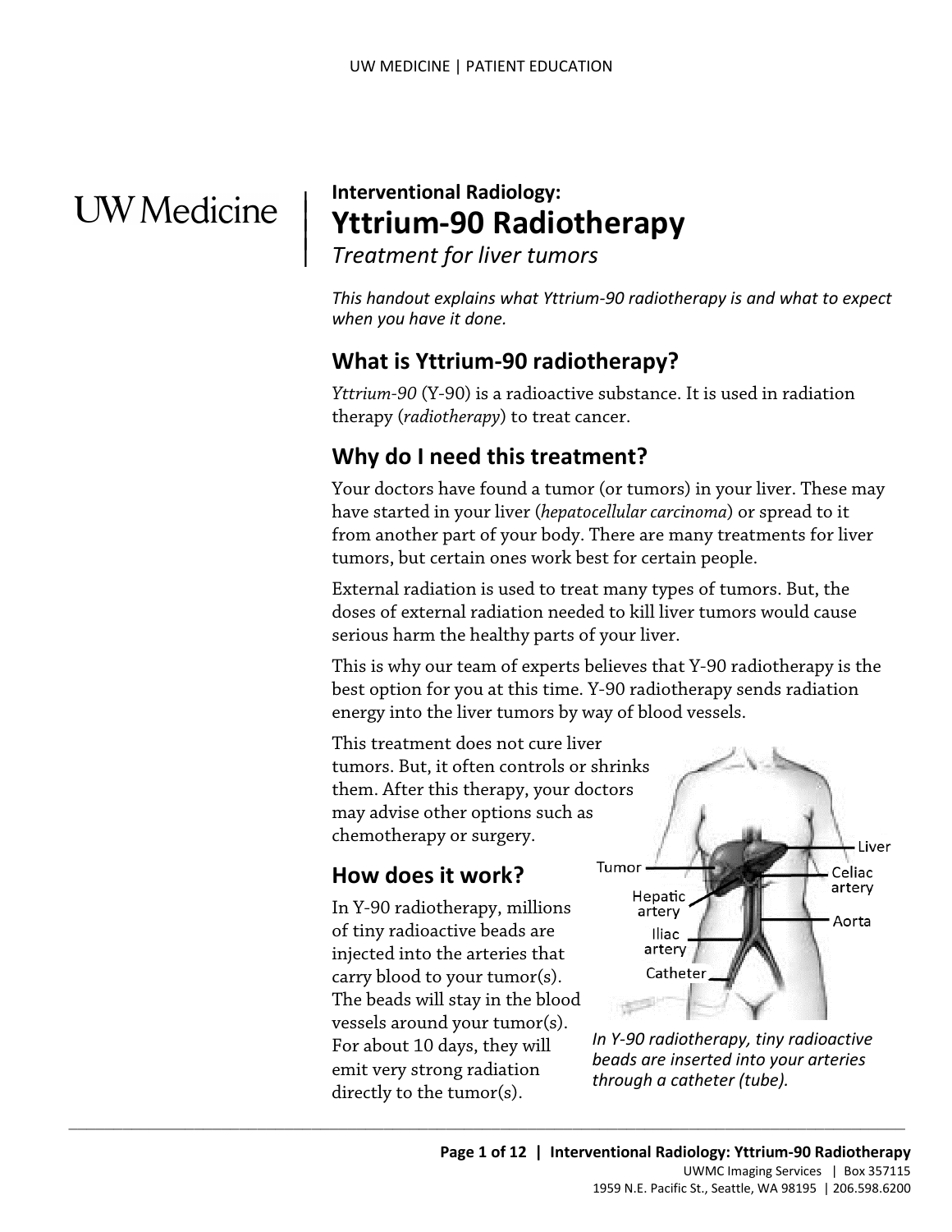**Interventional Radiology:**

# Yttrium-90 Radiotherapy

*Treatment for liver tumors*

*This handout explains what Yttrium-90 radiotherapy is and what to expect when you have it done.*

## What is Yttrium-90 radiotherapy?

*Yttrium-90* (Y-90) is a radioactive substance. It is used in radiation therapy (*radiotherapy*) to treat cancer.

## Why do I need this treatment?

Your doctors have found a tumor (or tumors) in your liver. These may have started in your liver (*hepatocellular carcinoma*) or spread to it from another part of your body. There are many treatments for liver tumors, but certain ones work best for certain people.

External radiation is used to treat many types of tumors. But, the doses of external radiation needed to kill liver tumors would cause serious harm the healthy parts of your liver.

This is why our team of experts believes that Y-90 radiotherapy is the best option for you at this time. Y-90 radiotherapy sends radiation energy into the liver tumors by way of blood vessels.

This treatment does not cure liver tumors. But, it often controls or shrinks them. After this therapy, your doctors may advise other options such as chemotherapy or surgery.

## How does it work?

In Y-90 radiotherapy, millions of tiny radioactive beads are injected into the arteries that carry blood to your tumor(s). The beads will stay in the blood vessels around your tumor(s). For about 10 days, they will emit very strong radiation directly to the tumor(s).

*In Y-90 radiotherapy, tiny radioactive beads are inserted into your arteries through a catheter (tube).*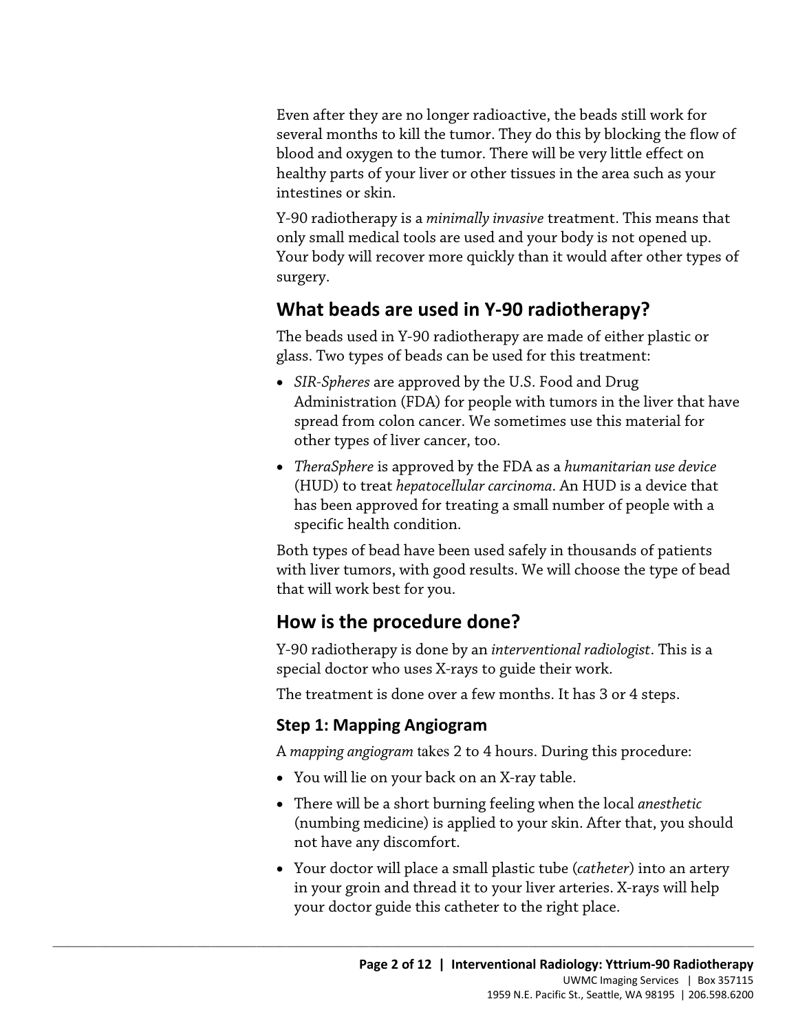Even after they are no longer radioactive, the beads still work for several months to kill the tumor. They do this by blocking the flow of blood and oxygen to the tumor. There will be very little effect on healthy parts of your liver or other tissues in the area such as your intestines or skin.

Y-90 radiotherapy is a *minimally invasive* treatment. This means that only small medical tools are used and your body is not opened up. Your body will recover more quickly than it would after other types of surgery.

## What beads are used in Y-90 radiotherapy?

The beads used in Y-90 radiotherapy are made of either plastic or glass. Two types of beads can be used for this treatment:

- *SIR-Spheres* are approved by the U.S. Food and Drug Administration (FDA) for people with tumors in the liver that have spread from colon cancer. We sometimes use this material for other types of liver cancer, too.
- *TheraSphere* is approved by the FDA as a *humanitarian use device* (HUD) to treat *hepatocellular carcinoma*. An HUD is a device that has been approved for treating a small number of people with a specific health condition.

Both types of bead have been used safely in thousands of patients with liver tumors, with good results. We will choose the type of bead that will work best for you.

## How is the procedure done?

Y-90 radiotherapy is done by an *interventional radiologist*. This is a special doctor who uses X-rays to guide their work.

The treatment is done over a few months. It has 3 or 4 steps.

### Step 1: Mapping Angiogram

A *mapping angiogram* takes 2 to 4 hours. During this procedure:

- You will lie on your back on an X-ray table.
- There will be a short burning feeling when the local *anesthetic* (numbing medicine) is applied to your skin. After that, you should not have any discomfort.
- Your doctor will place a small plastic tube (*catheter*) into an artery in your groin and thread it to your liver arteries. X-rays will help your doctor guide this catheter to the right place.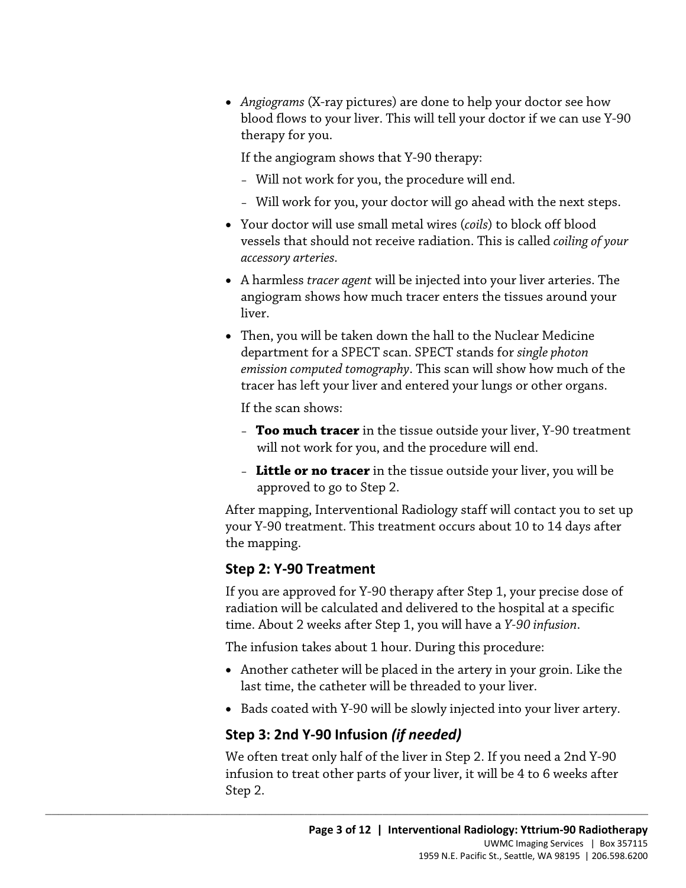- *Angiograms* (X-ray pictures) are done to help your doctor see how blood flows to your liver. This will tell your doctor if we can use Y-90 therapy for you.

  If the angiogram shows that Y-90 therapy:

  - Will not work for you, the procedure will end.
  - Will work for you, your doctor will go ahead with the next steps.

- Your doctor will use small metal wires (*coils*) to block off blood vessels that should not receive radiation. This is called *coiling of your accessory arteries*.
- A harmless *tracer agent* will be injected into your liver arteries. The angiogram shows how much tracer enters the tissues around your liver.
- Then, you will be taken down the hall to the Nuclear Medicine department for a SPECT scan. SPECT stands for *single photon emission computed tomography*. This scan will show how much of the tracer has left your liver and entered your lungs or other organs.

  If the scan shows:

  - **Too much tracer** in the tissue outside your liver, Y-90 treatment will not work for you, and the procedure will end.
  - **Little or no tracer** in the tissue outside your liver, you will be approved to go to Step 2.

After mapping, Interventional Radiology staff will contact you to set up your Y-90 treatment. This treatment occurs about 10 to 14 days after the mapping.

### Step 2: Y-90 Treatment

If you are approved for Y-90 therapy after Step 1, your precise dose of radiation will be calculated and delivered to the hospital at a specific time. About 2 weeks after Step 1, you will have a *Y-90 infusion*.

The infusion takes about 1 hour. During this procedure:

- Another catheter will be placed in the artery in your groin. Like the last time, the catheter will be threaded to your liver.
- Bads coated with Y-90 will be slowly injected into your liver artery.

### Step 3: 2nd Y-90 Infusion *(if needed)*

We often treat only half of the liver in Step 2. If you need a 2nd Y-90 infusion to treat other parts of your liver, it will be 4 to 6 weeks after Step 2.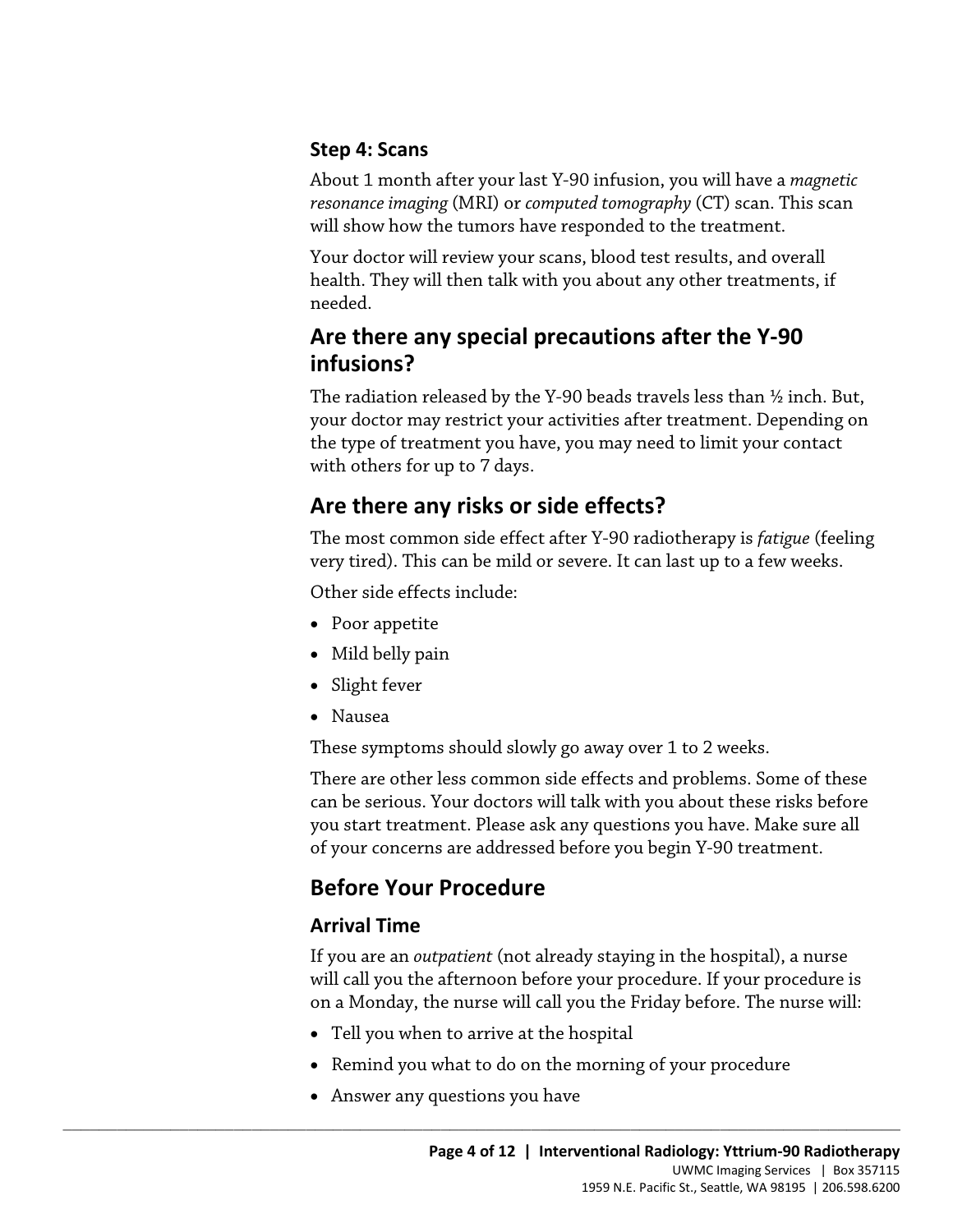### Step 4: Scans

About 1 month after your last Y-90 infusion, you will have a *magnetic resonance imaging* (MRI) or *computed tomography* (CT) scan. This scan will show how the tumors have responded to the treatment.

Your doctor will review your scans, blood test results, and overall health. They will then talk with you about any other treatments, if needed.

## Are there any special precautions after the Y-90 infusions?

The radiation released by the Y-90 beads travels less than ½ inch. But, your doctor may restrict your activities after treatment. Depending on the type of treatment you have, you may need to limit your contact with others for up to 7 days.

## Are there any risks or side effects?

The most common side effect after Y-90 radiotherapy is *fatigue* (feeling very tired). This can be mild or severe. It can last up to a few weeks.

Other side effects include:

- Poor appetite
- Mild belly pain
- Slight fever
- Nausea

These symptoms should slowly go away over 1 to 2 weeks.

There are other less common side effects and problems. Some of these can be serious. Your doctors will talk with you about these risks before you start treatment. Please ask any questions you have. Make sure all of your concerns are addressed before you begin Y-90 treatment.

## Before Your Procedure

### Arrival Time

If you are an *outpatient* (not already staying in the hospital), a nurse will call you the afternoon before your procedure. If your procedure is on a Monday, the nurse will call you the Friday before. The nurse will:

- Tell you when to arrive at the hospital
- Remind you what to do on the morning of your procedure
- Answer any questions you have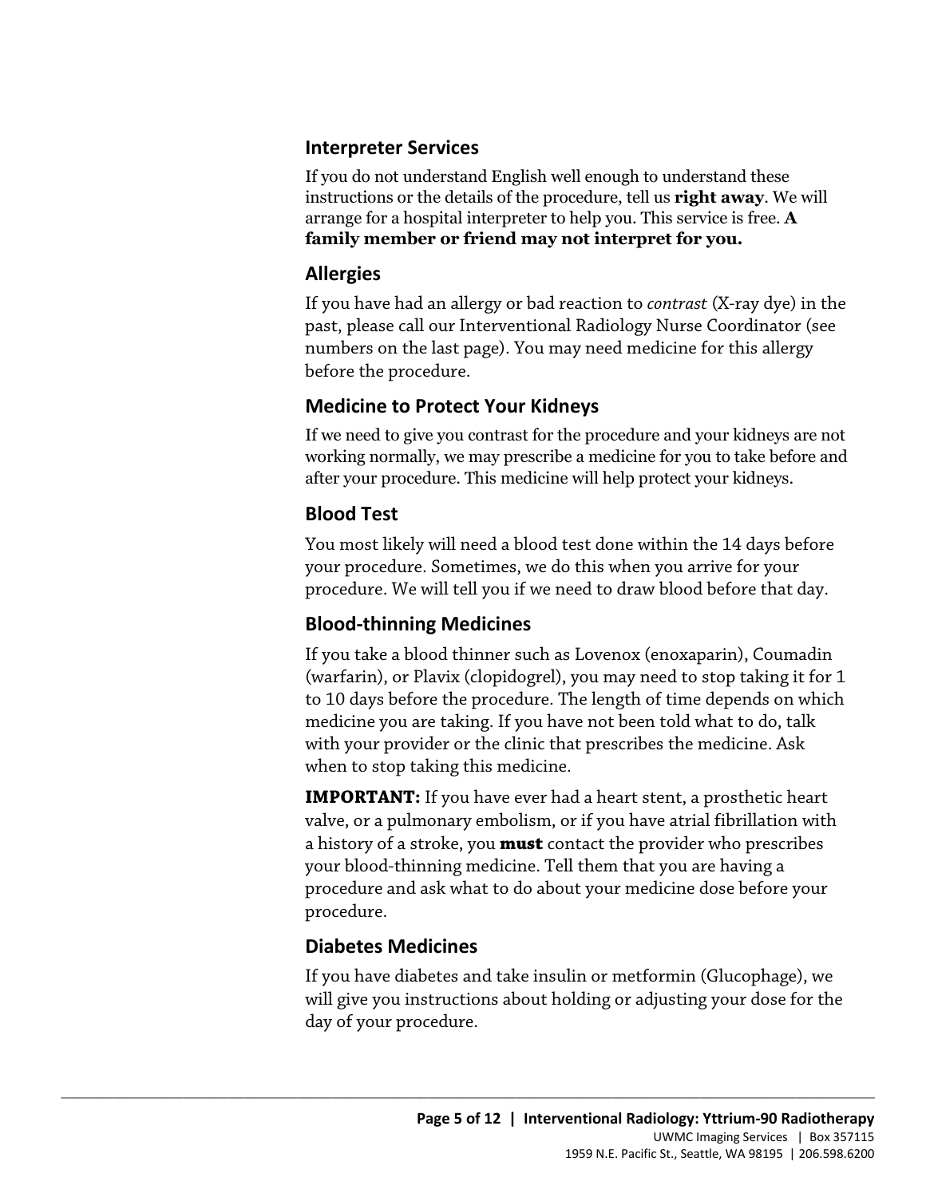### Interpreter Services

If you do not understand English well enough to understand these instructions or the details of the procedure, tell us **right away**. We will arrange for a hospital interpreter to help you. This service is free. **A family member or friend may not interpret for you.**

### Allergies

If you have had an allergy or bad reaction to *contrast* (X-ray dye) in the past, please call our Interventional Radiology Nurse Coordinator (see numbers on the last page). You may need medicine for this allergy before the procedure.

### Medicine to Protect Your Kidneys

If we need to give you contrast for the procedure and your kidneys are not working normally, we may prescribe a medicine for you to take before and after your procedure. This medicine will help protect your kidneys.

### Blood Test

You most likely will need a blood test done within the 14 days before your procedure. Sometimes, we do this when you arrive for your procedure. We will tell you if we need to draw blood before that day.

### Blood-thinning Medicines

If you take a blood thinner such as Lovenox (enoxaparin), Coumadin (warfarin), or Plavix (clopidogrel), you may need to stop taking it for 1 to 10 days before the procedure. The length of time depends on which medicine you are taking. If you have not been told what to do, talk with your provider or the clinic that prescribes the medicine. Ask when to stop taking this medicine.

**IMPORTANT:** If you have ever had a heart stent, a prosthetic heart valve, or a pulmonary embolism, or if you have atrial fibrillation with a history of a stroke, you **must** contact the provider who prescribes your blood-thinning medicine. Tell them that you are having a procedure and ask what to do about your medicine dose before your procedure.

### Diabetes Medicines

If you have diabetes and take insulin or metformin (Glucophage), we will give you instructions about holding or adjusting your dose for the day of your procedure.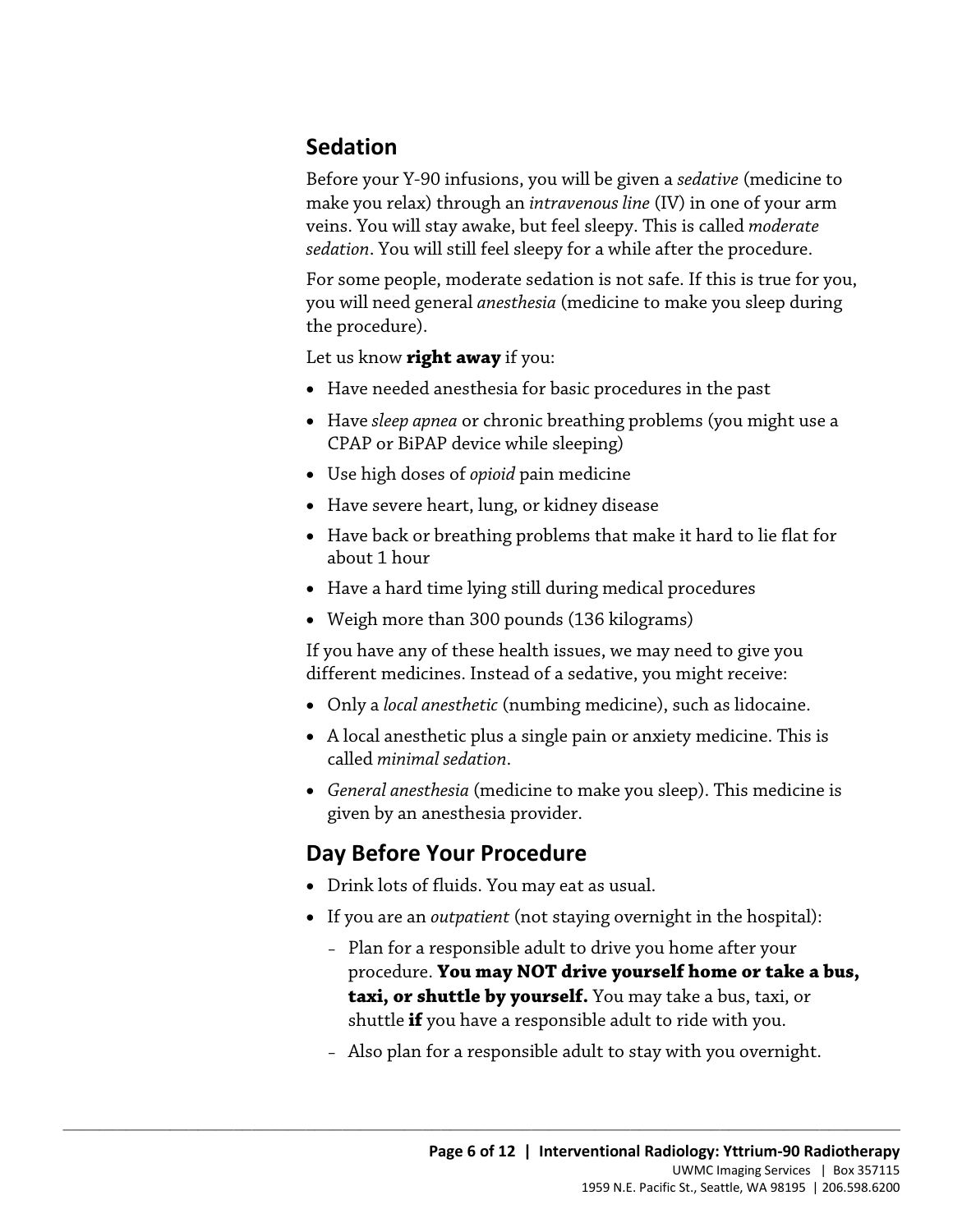## Sedation

Before your Y-90 infusions, you will be given a *sedative* (medicine to make you relax) through an *intravenous line* (IV) in one of your arm veins. You will stay awake, but feel sleepy. This is called *moderate sedation*. You will still feel sleepy for a while after the procedure.

For some people, moderate sedation is not safe. If this is true for you, you will need general *anesthesia* (medicine to make you sleep during the procedure).

Let us know **right away** if you:

- Have needed anesthesia for basic procedures in the past
- Have *sleep apnea* or chronic breathing problems (you might use a CPAP or BiPAP device while sleeping)
- Use high doses of *opioid* pain medicine
- Have severe heart, lung, or kidney disease
- Have back or breathing problems that make it hard to lie flat for about 1 hour
- Have a hard time lying still during medical procedures
- Weigh more than 300 pounds (136 kilograms)

If you have any of these health issues, we may need to give you different medicines. Instead of a sedative, you might receive:

- Only a *local anesthetic* (numbing medicine), such as lidocaine.
- A local anesthetic plus a single pain or anxiety medicine. This is called *minimal sedation*.
- *General anesthesia* (medicine to make you sleep). This medicine is given by an anesthesia provider.

## Day Before Your Procedure

- Drink lots of fluids. You may eat as usual.
- If you are an *outpatient* (not staying overnight in the hospital):
  - Plan for a responsible adult to drive you home after your procedure. **You may NOT drive yourself home or take a bus, taxi, or shuttle by yourself.** You may take a bus, taxi, or shuttle **if** you have a responsible adult to ride with you.
  - Also plan for a responsible adult to stay with you overnight.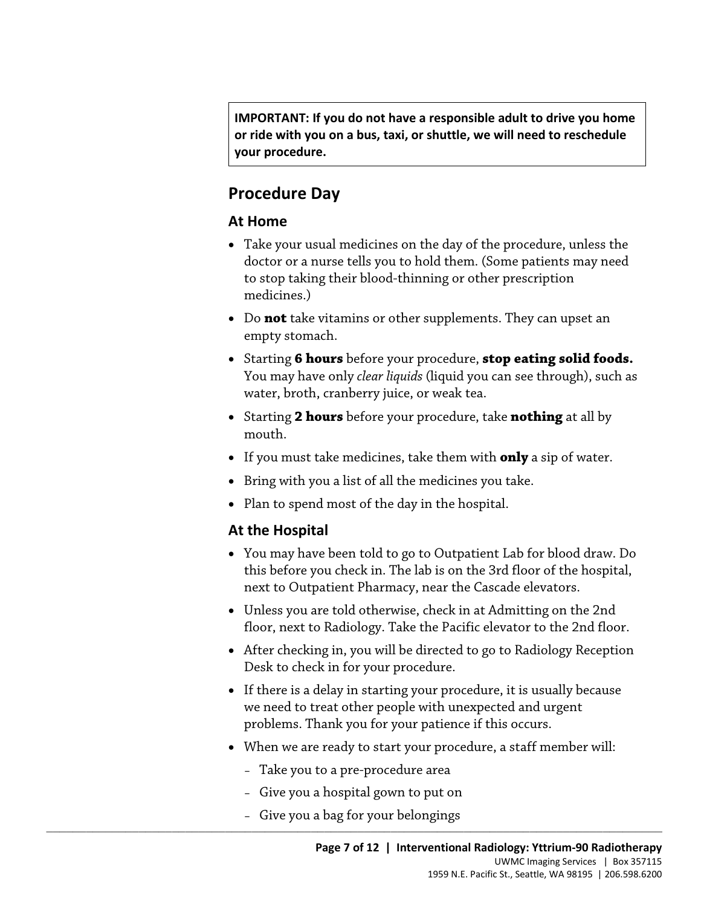**IMPORTANT: If you do not have a responsible adult to drive you home or ride with you on a bus, taxi, or shuttle, we will need to reschedule your procedure.**

## Procedure Day

### At Home

- Take your usual medicines on the day of the procedure, unless the doctor or a nurse tells you to hold them. (Some patients may need to stop taking their blood-thinning or other prescription medicines.)
- Do **not** take vitamins or other supplements. They can upset an empty stomach.
- Starting **6 hours** before your procedure, **stop eating solid foods.** You may have only *clear liquids* (liquid you can see through), such as water, broth, cranberry juice, or weak tea.
- Starting **2 hours** before your procedure, take **nothing** at all by mouth.
- If you must take medicines, take them with **only** a sip of water.
- Bring with you a list of all the medicines you take.
- Plan to spend most of the day in the hospital.

### At the Hospital

- You may have been told to go to Outpatient Lab for blood draw. Do this before you check in. The lab is on the 3rd floor of the hospital, next to Outpatient Pharmacy, near the Cascade elevators.
- Unless you are told otherwise, check in at Admitting on the 2nd floor, next to Radiology. Take the Pacific elevator to the 2nd floor.
- After checking in, you will be directed to go to Radiology Reception Desk to check in for your procedure.
- If there is a delay in starting your procedure, it is usually because we need to treat other people with unexpected and urgent problems. Thank you for your patience if this occurs.
- When we are ready to start your procedure, a staff member will:
  - Take you to a pre-procedure area
  - Give you a hospital gown to put on
  - Give you a bag for your belongings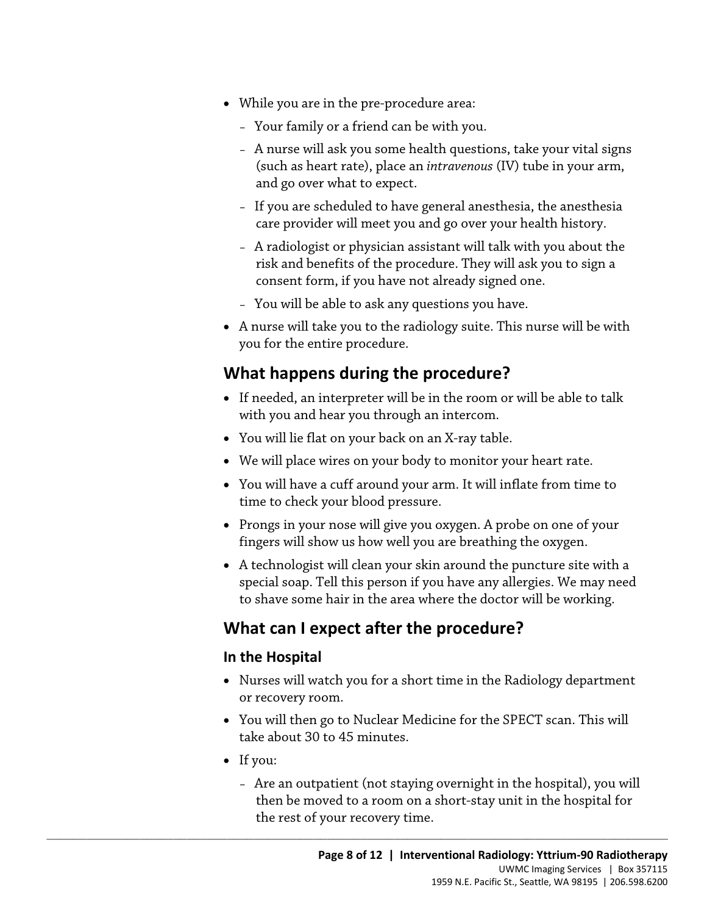- While you are in the pre-procedure area:
  - Your family or a friend can be with you.
  - A nurse will ask you some health questions, take your vital signs (such as heart rate), place an *intravenous* (IV) tube in your arm, and go over what to expect.
  - If you are scheduled to have general anesthesia, the anesthesia care provider will meet you and go over your health history.
  - A radiologist or physician assistant will talk with you about the risk and benefits of the procedure. They will ask you to sign a consent form, if you have not already signed one.
  - You will be able to ask any questions you have.
- A nurse will take you to the radiology suite. This nurse will be with you for the entire procedure.

## What happens during the procedure?

- If needed, an interpreter will be in the room or will be able to talk with you and hear you through an intercom.
- You will lie flat on your back on an X-ray table.
- We will place wires on your body to monitor your heart rate.
- You will have a cuff around your arm. It will inflate from time to time to check your blood pressure.
- Prongs in your nose will give you oxygen. A probe on one of your fingers will show us how well you are breathing the oxygen.
- A technologist will clean your skin around the puncture site with a special soap. Tell this person if you have any allergies. We may need to shave some hair in the area where the doctor will be working.

## What can I expect after the procedure?

### In the Hospital

- Nurses will watch you for a short time in the Radiology department or recovery room.
- You will then go to Nuclear Medicine for the SPECT scan. This will take about 30 to 45 minutes.
- If you:
  - Are an outpatient (not staying overnight in the hospital), you will then be moved to a room on a short-stay unit in the hospital for the rest of your recovery time.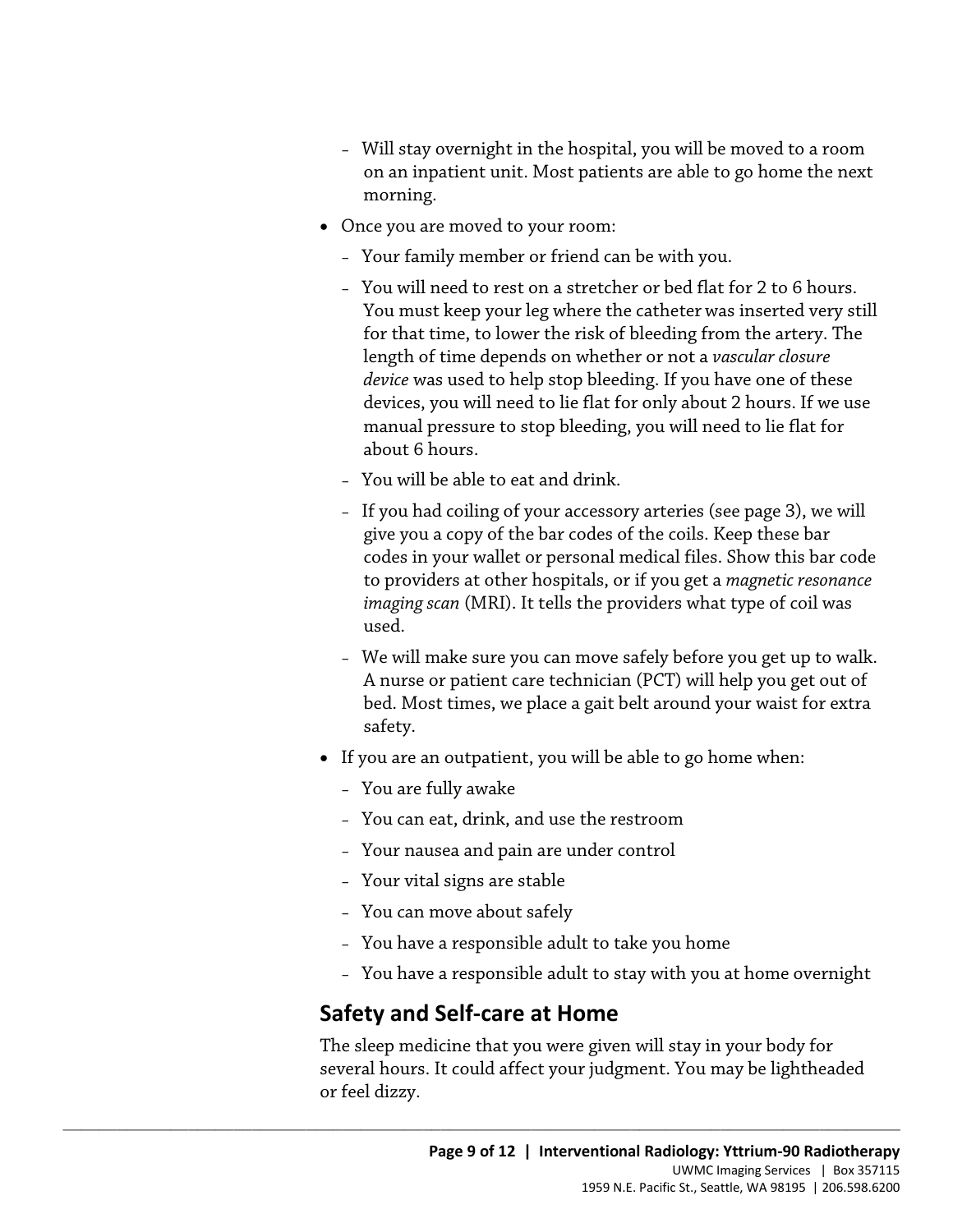- Will stay overnight in the hospital, you will be moved to a room on an inpatient unit. Most patients are able to go home the next morning.

- Once you are moved to your room:
  - Your family member or friend can be with you.
  - You will need to rest on a stretcher or bed flat for 2 to 6 hours. You must keep your leg where the catheter was inserted very still for that time, to lower the risk of bleeding from the artery. The length of time depends on whether or not a *vascular closure device* was used to help stop bleeding. If you have one of these devices, you will need to lie flat for only about 2 hours. If we use manual pressure to stop bleeding, you will need to lie flat for about 6 hours.
  - You will be able to eat and drink.
  - If you had coiling of your accessory arteries (see page 3), we will give you a copy of the bar codes of the coils. Keep these bar codes in your wallet or personal medical files. Show this bar code to providers at other hospitals, or if you get a *magnetic resonance imaging scan* (MRI). It tells the providers what type of coil was used.
  - We will make sure you can move safely before you get up to walk. A nurse or patient care technician (PCT) will help you get out of bed. Most times, we place a gait belt around your waist for extra safety.

- If you are an outpatient, you will be able to go home when:
  - You are fully awake
  - You can eat, drink, and use the restroom
  - Your nausea and pain are under control
  - Your vital signs are stable
  - You can move about safely
  - You have a responsible adult to take you home
  - You have a responsible adult to stay with you at home overnight

## Safety and Self-care at Home

The sleep medicine that you were given will stay in your body for several hours. It could affect your judgment. You may be lightheaded or feel dizzy.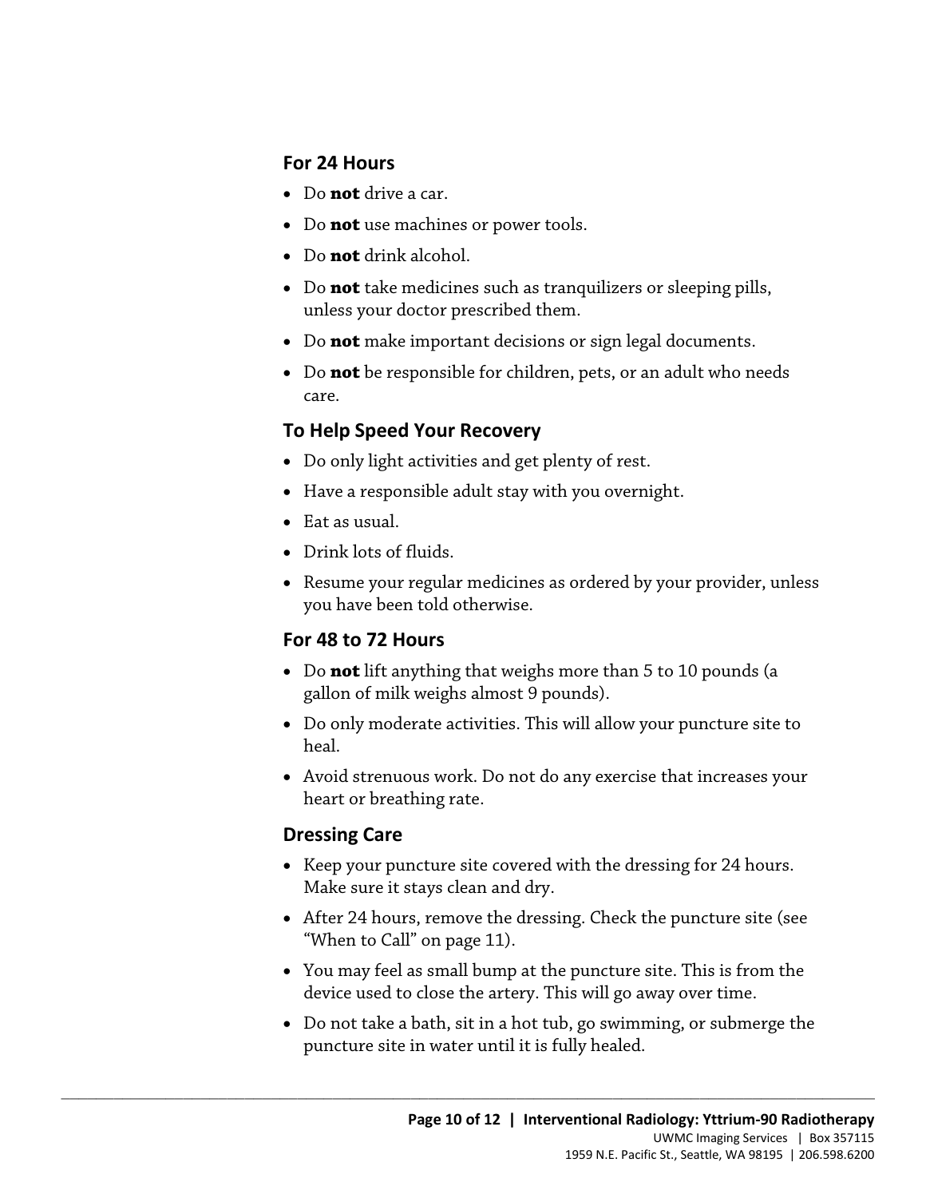### For 24 Hours

- Do **not** drive a car.
- Do **not** use machines or power tools.
- Do **not** drink alcohol.
- Do **not** take medicines such as tranquilizers or sleeping pills, unless your doctor prescribed them.
- Do **not** make important decisions or sign legal documents.
- Do **not** be responsible for children, pets, or an adult who needs care.

### To Help Speed Your Recovery

- Do only light activities and get plenty of rest.
- Have a responsible adult stay with you overnight.
- Eat as usual.
- Drink lots of fluids.
- Resume your regular medicines as ordered by your provider, unless you have been told otherwise.

### For 48 to 72 Hours

- Do **not** lift anything that weighs more than 5 to 10 pounds (a gallon of milk weighs almost 9 pounds).
- Do only moderate activities. This will allow your puncture site to heal.
- Avoid strenuous work. Do not do any exercise that increases your heart or breathing rate.

### Dressing Care

- Keep your puncture site covered with the dressing for 24 hours. Make sure it stays clean and dry.
- After 24 hours, remove the dressing. Check the puncture site (see "When to Call" on page 11).
- You may feel as small bump at the puncture site. This is from the device used to close the artery. This will go away over time.
- Do not take a bath, sit in a hot tub, go swimming, or submerge the puncture site in water until it is fully healed.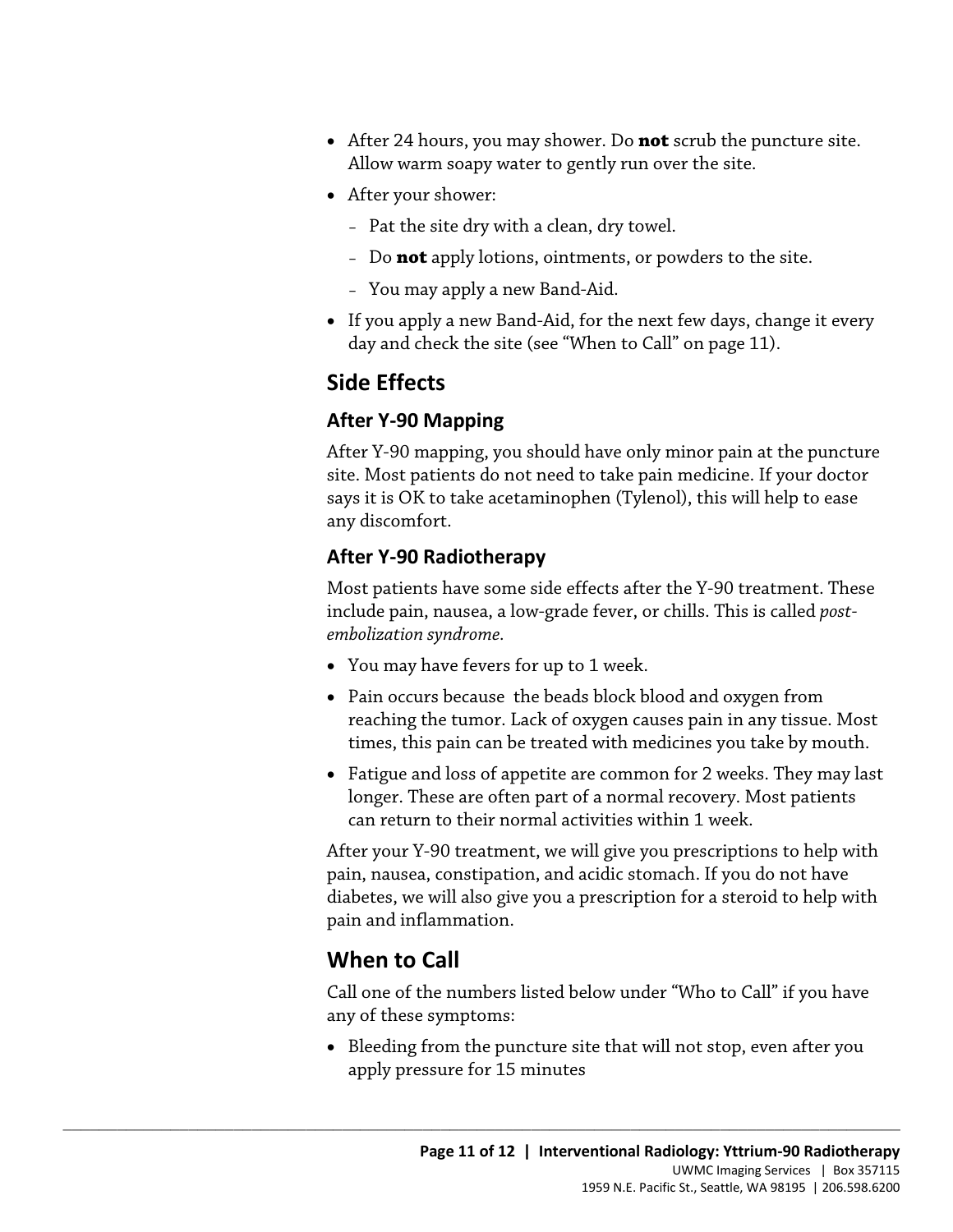- After 24 hours, you may shower. Do **not** scrub the puncture site. Allow warm soapy water to gently run over the site.
- After your shower:
  - Pat the site dry with a clean, dry towel.
  - Do **not** apply lotions, ointments, or powders to the site.
  - You may apply a new Band-Aid.
- If you apply a new Band-Aid, for the next few days, change it every day and check the site (see "When to Call" on page 11).

## Side Effects

### After Y-90 Mapping

After Y-90 mapping, you should have only minor pain at the puncture site. Most patients do not need to take pain medicine. If your doctor says it is OK to take acetaminophen (Tylenol), this will help to ease any discomfort.

### After Y-90 Radiotherapy

Most patients have some side effects after the Y-90 treatment. These include pain, nausea, a low-grade fever, or chills. This is called *post-embolization syndrome*.

- You may have fevers for up to 1 week.
- Pain occurs because the beads block blood and oxygen from reaching the tumor. Lack of oxygen causes pain in any tissue. Most times, this pain can be treated with medicines you take by mouth.
- Fatigue and loss of appetite are common for 2 weeks. They may last longer. These are often part of a normal recovery. Most patients can return to their normal activities within 1 week.

After your Y-90 treatment, we will give you prescriptions to help with pain, nausea, constipation, and acidic stomach. If you do not have diabetes, we will also give you a prescription for a steroid to help with pain and inflammation.

## When to Call

Call one of the numbers listed below under "Who to Call" if you have any of these symptoms:

- Bleeding from the puncture site that will not stop, even after you apply pressure for 15 minutes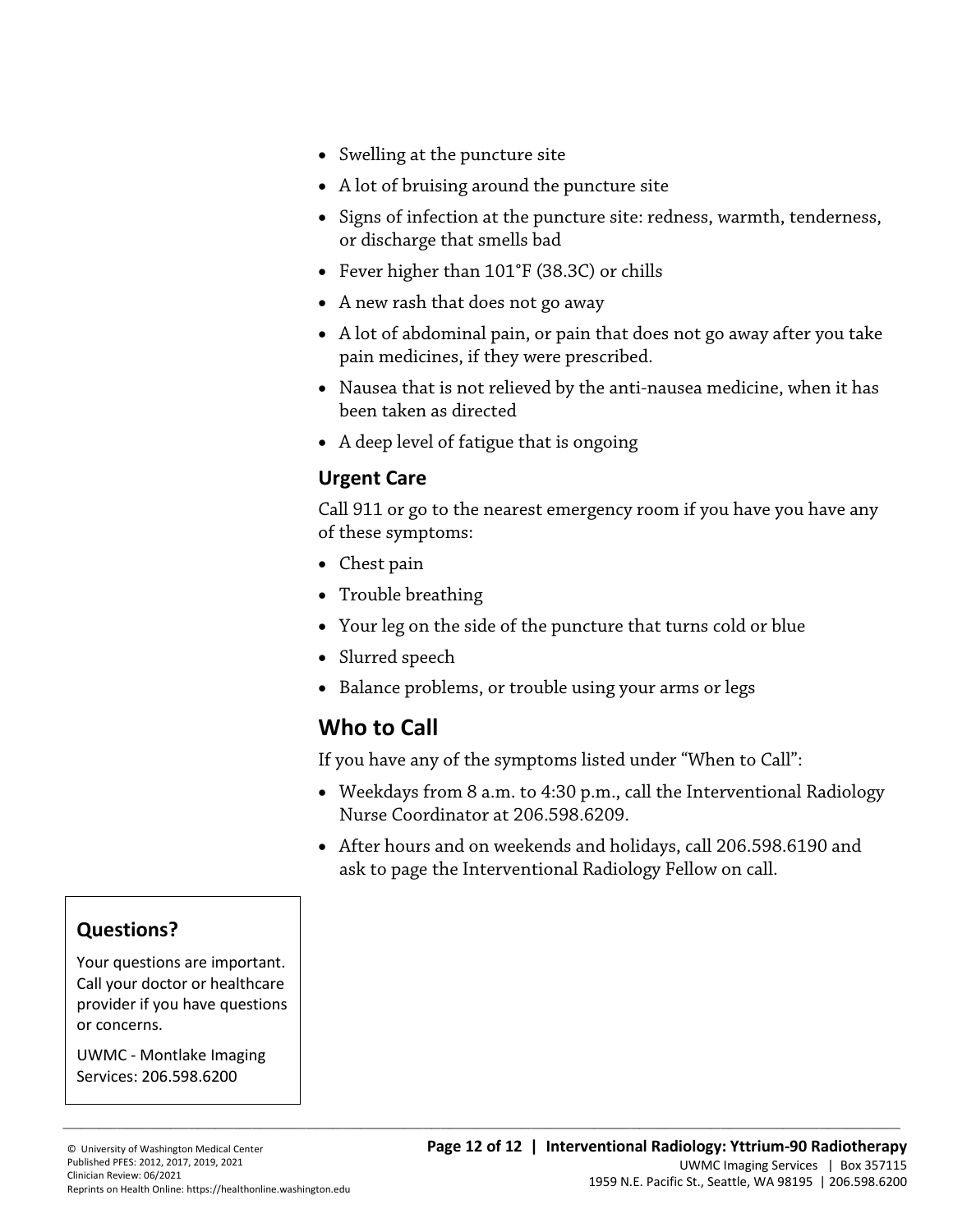- Swelling at the puncture site
- A lot of bruising around the puncture site
- Signs of infection at the puncture site: redness, warmth, tenderness, or discharge that smells bad
- Fever higher than 101°F (38.3C) or chills
- A new rash that does not go away
- A lot of abdominal pain, or pain that does not go away after you take pain medicines, if they were prescribed.
- Nausea that is not relieved by the anti-nausea medicine, when it has been taken as directed
- A deep level of fatigue that is ongoing

### Urgent Care

Call 911 or go to the nearest emergency room if you have you have any of these symptoms:

- Chest pain
- Trouble breathing
- Your leg on the side of the puncture that turns cold or blue
- Slurred speech
- Balance problems, or trouble using your arms or legs

## Who to Call

If you have any of the symptoms listed under "When to Call":

- Weekdays from 8 a.m. to 4:30 p.m., call the Interventional Radiology Nurse Coordinator at 206.598.6209.
- After hours and on weekends and holidays, call 206.598.6190 and ask to page the Interventional Radiology Fellow on call.

### Questions?

Your questions are important. Call your doctor or healthcare provider if you have questions or concerns.

UWMC - Montlake Imaging Services: 206.598.6200

© University of Washington Medical Center
Published PFES: 2012, 2017, 2019, 2021
Clinician Review: 06/2021
Reprints on Health Online: https://healthonline.washington.edu

UWMC Imaging Services | Box 357115
1959 N.E. Pacific St., Seattle, WA 98195 | 206.598.6200